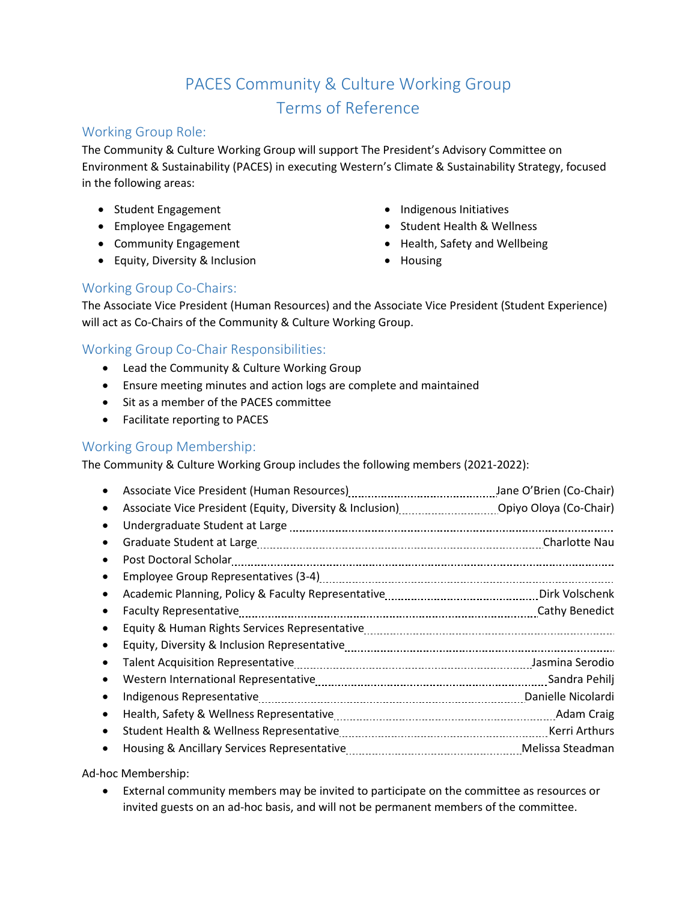# PACES Community & Culture Working Group
# Terms of Reference

## Working Group Role:

The Community & Culture Working Group will support The President's Advisory Committee on Environment & Sustainability (PACES) in executing Western's Climate & Sustainability Strategy, focused in the following areas:

- Student Engagement
- Employee Engagement
- Community Engagement
- Equity, Diversity & Inclusion
- Indigenous Initiatives
- Student Health & Wellness
- Health, Safety and Wellbeing
- Housing

## Working Group Co-Chairs:

The Associate Vice President (Human Resources) and the Associate Vice President (Student Experience) will act as Co-Chairs of the Community & Culture Working Group.

## Working Group Co-Chair Responsibilities:

- Lead the Community & Culture Working Group
- Ensure meeting minutes and action logs are complete and maintained
- Sit as a member of the PACES committee
- Facilitate reporting to PACES

## Working Group Membership:

The Community & Culture Working Group includes the following members (2021-2022):

- Associate Vice President (Human Resources) .......... Jane O'Brien (Co-Chair)
- Associate Vice President (Equity, Diversity & Inclusion) .......... Opiyo Oloya (Co-Chair)
- Undergraduate Student at Large ..........
- Graduate Student at Large .......... Charlotte Nau
- Post Doctoral Scholar ..........
- Employee Group Representatives (3-4) ..........
- Academic Planning, Policy & Faculty Representative .......... Dirk Volschenk
- Faculty Representative .......... Cathy Benedict
- Equity & Human Rights Services Representative ..........
- Equity, Diversity & Inclusion Representative ..........
- Talent Acquisition Representative .......... Jasmina Serodio
- Western International Representative .......... Sandra Pehilj
- Indigenous Representative .......... Danielle Nicolardi
- Health, Safety & Wellness Representative .......... Adam Craig
- Student Health & Wellness Representative .......... Kerri Arthurs
- Housing & Ancillary Services Representative .......... Melissa Steadman

Ad-hoc Membership:

- External community members may be invited to participate on the committee as resources or invited guests on an ad-hoc basis, and will not be permanent members of the committee.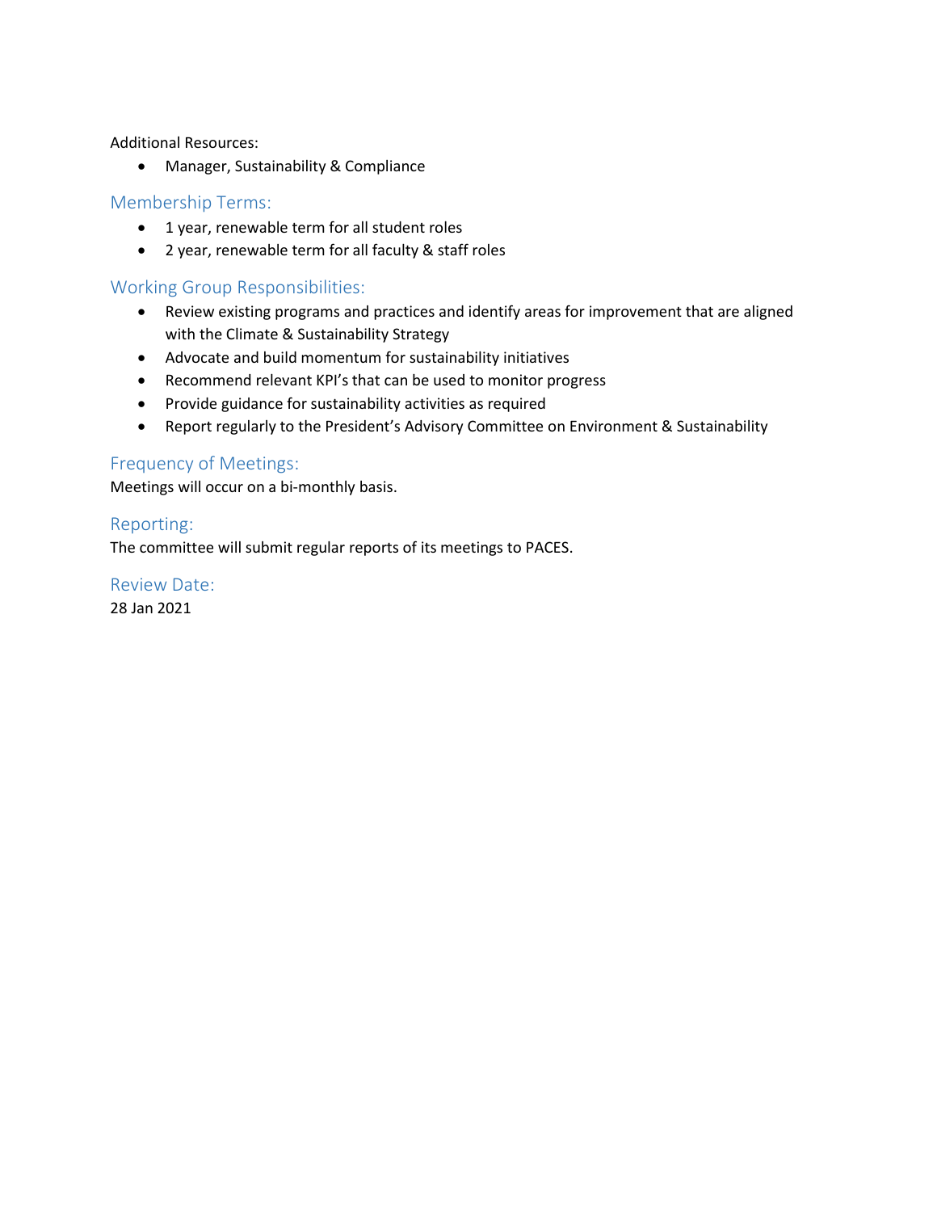Additional Resources:

- Manager, Sustainability & Compliance

## Membership Terms:

- 1 year, renewable term for all student roles
- 2 year, renewable term for all faculty & staff roles

## Working Group Responsibilities:

- Review existing programs and practices and identify areas for improvement that are aligned with the Climate & Sustainability Strategy
- Advocate and build momentum for sustainability initiatives
- Recommend relevant KPI's that can be used to monitor progress
- Provide guidance for sustainability activities as required
- Report regularly to the President's Advisory Committee on Environment & Sustainability

## Frequency of Meetings:

Meetings will occur on a bi-monthly basis.

## Reporting:

The committee will submit regular reports of its meetings to PACES.

## Review Date:

28 Jan 2021